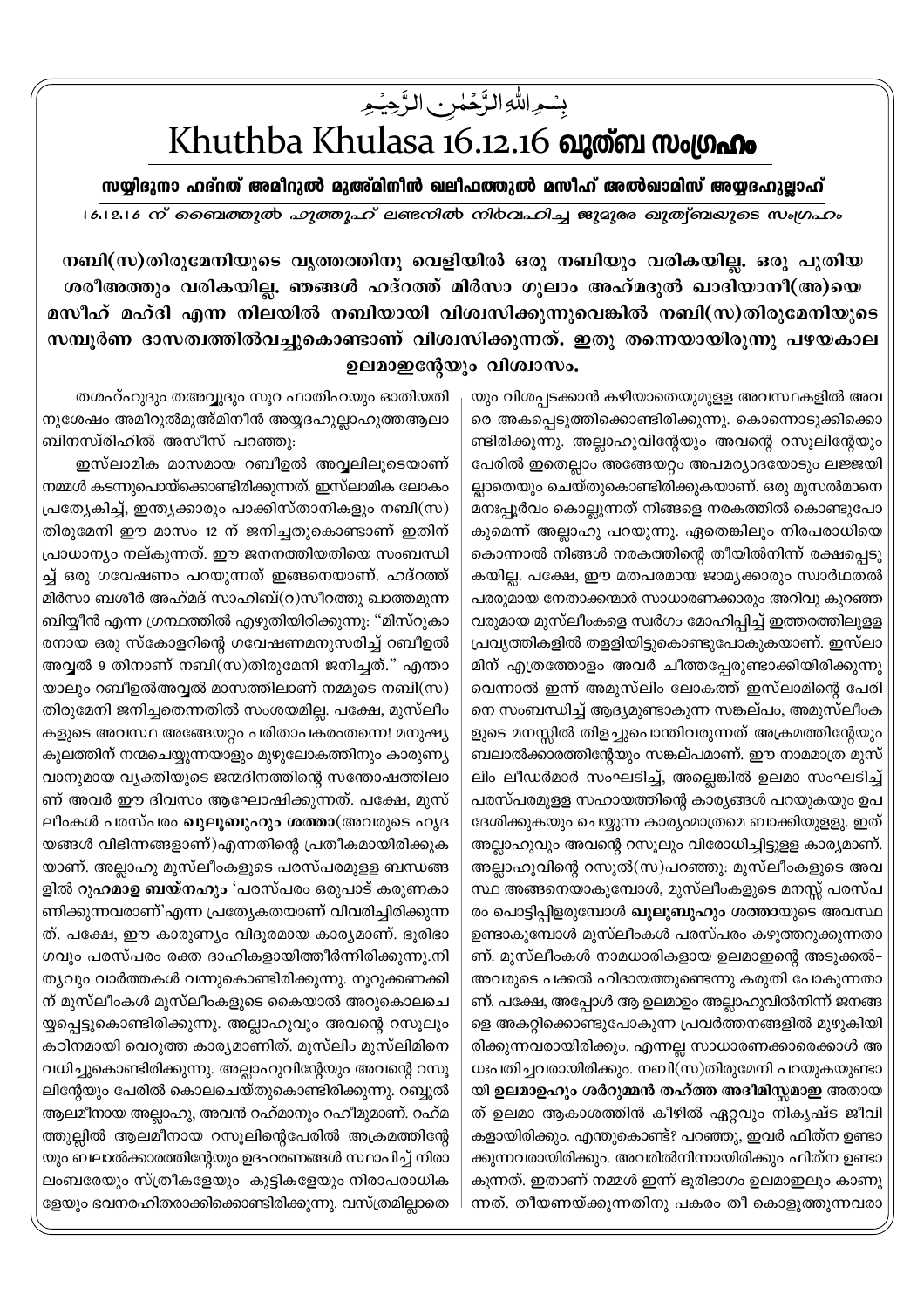بِسۡمِ اللّٰہِ الرَّحۡمٰنِ الرَّحِیۡمِ

# Khuthba Khulasa 16.12.16 ഖുത്ബ സംഗ്രഹം

## സയ്യിദുനാ ഹദ്റത് അമീറുൽ മുഅ്മിനീൻ ഖലീഫത്തുൽ മസീഹ് അൽഖാമിസ് അയ്യദഹുല്ലാഹ്

*16.12.16 ന് ബൈത്തുൽ ഫുത്തൂഹ് ലണ്ടനിൽ നിർവഹിച്ച ജുമുഅ ഖുത്ബയുടെ സംഗ്രഹം*

**നബി(സ)തിരുമേനിയുടെ വൃത്തത്തിനു വെളിയിൽ ഒരു നബിയും വരികയില്ല. ഒരു പുതിയ ശരീഅത്തും വരികയില്ല. ഞങ്ങൾ ഹദ്റത്ത് മിർസാ ഗുലാം അഹ്മദുൽ ഖാദിയാനീ(അ)യെ മസീഹ് മഹ്ദി എന്ന നിലയിൽ നബിയായി വിശ്വസിക്കുന്നുവെങ്കിൽ നബി(സ)തിരുമേനിയുടെ സമ്പൂർണ ദാസത്വത്തിൽവച്ചുകൊണ്ടാണ് വിശ്വസിക്കുന്നത്. ഇതു തന്നെയായിരുന്നു പഴയകാല ഉലമാഇന്റേയും വിശ്വാസം.**

തശഹ്ഹുദും തഅവ്വുദും സൂറ ഫാതിഹയും ഓതിയതിനുശേഷം അമീറുൽമുഅ്മിനീൻ അയ്യദഹുല്ലാഹുത്തആലാ ബിനസ്രിഹിൽ അസീസ് പറഞ്ഞു:

ഇസ്ലാമിക മാസമായ റബീഉൽ അവ്വലിലൂടെയാണ് നമ്മൾ കടന്നുപൊയ്ക്കൊണ്ടിരിക്കുന്നത്. ഇസ്ലാമിക ലോകം പ്രത്യേകിച്ച്, ഇന്ത്യക്കാരും പാക്കിസ്താനികളും നബി(സ) തിരുമേനി ഈ മാസം 12 ന് ജനിച്ചതുകൊണ്ടാണ് ഇതിന് പ്രാധാന്യം നല്കുന്നത്. ഈ ജനനത്തിയതിയെ സംബന്ധിച്ച് ഒരു ഗവേഷണം പറയുന്നത് ഇങ്ങനെയാണ്. ഹദ്റത്ത് മിർസാ ബശീർ അഹ്മദ് സാഹിബ്(റ)സീറത്തു ഖാത്തമുന്നബിയ്യീൻ എന്ന ഗ്രന്ഥത്തിൽ എഴുതിയിരിക്കുന്നു: "മിസ്റുകാരനായ ഒരു സ്കോളറിന്റെ ഗവേഷണമനുസരിച്ച് റബീഉൽ അവ്വൽ 9 തിനാണ് നബി(സ)തിരുമേനി ജനിച്ചത്." എന്തായാലും റബീഉൽഅവ്വൽ മാസത്തിലാണ് നമ്മുടെ നബി(സ) തിരുമേനി ജനിച്ചതെന്നതിൽ സംശയമില്ല. പക്ഷേ, മുസ്ലീംകളുടെ അവസ്ഥ അങ്ങേയറ്റം പരിതാപകരംതന്നെ! മനുഷ്യകുലത്തിന് നന്മചെയ്യുന്നയാളും മുഴുലോകത്തിനും കാരുണ്യവാനുമായ വ്യക്തിയുടെ ജന്മദിനത്തിന്റെ സന്തോഷത്തിലാണ് അവർ ഈ ദിവസം ആഘോഷിക്കുന്നത്. പക്ഷേ, മുസ്ലീംകൾ പരസ്പരം **ഖുലൂബുഹും ശത്താ**(അവരുടെ ഹൃദയങ്ങൾ വിഭിന്നങ്ങളാണ്)എന്നതിന്റെ പ്രതീകമായിരിക്കുകയാണ്. അല്ലാഹു മുസ്ലീംകളുടെ പരസ്പരമുള്ള ബന്ധങ്ങളിൽ **റുഹമാഉ ബയ്നഹും** 'പരസ്പരം ഒരുപാട് കരുണകാണിക്കുന്നവരാണ്'എന്ന പ്രത്യേകതയാണ് വിവരിച്ചിരിക്കുന്നത്. പക്ഷേ, ഈ കാരുണ്യം വിദൂരമായ കാര്യമാണ്. ഭൂരിഭാഗവും പരസ്പരം രക്ത ദാഹികളായിത്തീർന്നിരിക്കുന്നു.നിത്യവും വാർത്തകൾ വന്നുകൊണ്ടിരിക്കുന്നു. നൂറുക്കണക്കിന് മുസ്ലീംകൾ മുസ്ലീംകളുടെ കൈയാൽ അറുകൊലചെയ്യപ്പെട്ടുകൊണ്ടിരിക്കുന്നു. അല്ലാഹുവും അവന്റെ റസൂലും കഠിനമായി വെറുത്ത കാര്യമാണിത്. മുസ്ലിം മുസ്ലിമിനെ വധിച്ചുകൊണ്ടിരിക്കുന്നു. അല്ലാഹുവിന്റേയും അവന്റെ റസൂലിന്റേയും പേരിൽ കൊലചെയ്തുകൊണ്ടിരിക്കുന്നു. റബ്ബുൽ ആലമീനായ അല്ലാഹു, അവൻ റഹ്മാനും റഹീമുമാണ്. റഹ്മത്തുല്ലിൽ ആലമീനായ റസൂലിന്റെപേരിൽ അക്രമത്തിന്റേയും ബലാൽക്കാരത്തിന്റേയും ഉദഹരണങ്ങൾ സ്ഥാപിച്ച് നിരാലംബരേയും സ്ത്രീകളേയും കുട്ടികളേയും നിരാപരാധികളേയും ഭവനരഹിതരാക്കിക്കൊണ്ടിരിക്കുന്നു. വസ്ത്രമില്ലാതെയും വിശപ്പടക്കാൻ കഴിയാതെയുമുള്ള അവസ്ഥകളിൽ അവരെ അകപ്പെടുത്തിക്കൊണ്ടിരിക്കുന്നു. കൊന്നൊടുക്കിക്കൊണ്ടിരിക്കുന്നു. അല്ലാഹുവിന്റേയും അവന്റെ റസൂലിന്റേയും പേരിൽ ഇതെല്ലാം അങ്ങേയറ്റം അപമര്യാദയോടും ലജ്ജയില്ലാതെയും ചെയ്തുകൊണ്ടിരിക്കുകയാണ്. ഒരു മുസൽമാനെ മനഃപ്പൂർവം കൊല്ലുന്നത് നിങ്ങളെ നരകത്തിൽ കൊണ്ടുപോകുമെന്ന് അല്ലാഹു പറയുന്നു. ഏതെങ്കിലും നിരപരാധിയെ കൊന്നാൽ നിങ്ങൾ നരകത്തിന്റെ തീയിൽനിന്ന് രക്ഷപ്പെടുകയില്ല. പക്ഷേ, ഈ മതപരമായ ജാമ്യക്കാരും സ്വാർഥതൽപരരുമായ നേതാക്കന്മാർ സാധാരണക്കാരും അറിവു കുറഞ്ഞവരുമായ മുസ്ലീംകളെ സ്വർഗം മോഹിപ്പിച്ച് ഇത്തരത്തിലുള്ള പ്രവൃത്തികളിൽ തള്ളിയിട്ടുകൊണ്ടുപോകുകയാണ്. ഇസ്ലാമിന് എത്രത്തോളം അവർ ചീത്തപ്പേരുണ്ടാക്കിയിരിക്കുന്നുവെന്നാൽ ഇന്ന് അമുസ്ലീം ലോകത്ത് ഇസ്ലാമിന്റെ പേരിനെ സംബന്ധിച്ച് ആദ്യമുണ്ടാകുന്ന സങ്കല്പം, അമുസ്ലീംകളുടെ മനസ്സിൽ തിളച്ചുപൊന്തിവരുന്നത് അക്രമത്തിന്റേയും ബലാൽക്കാരത്തിന്റേയും സങ്കല്പമാണ്. ഈ നാമമാത്ര മുസ്ലിം ലീഡർമാർ സംഘടിച്ച്, അല്ലെങ്കിൽ ഉലമാ സംഘടിച്ച് പരസ്പരമുള്ള സഹായത്തിന്റെ കാര്യങ്ങൾ പറയുകയും ഉപദേശിക്കുകയും ചെയ്യുന്ന കാര്യംമാത്രമെ ബാക്കിയുള്ളു. ഇത് അല്ലാഹുവും അവന്റെ റസൂലും വിരോധിച്ചിട്ടുള്ള കാര്യമാണ്. അല്ലാഹുവിന്റെ റസൂൽ(സ)പറഞ്ഞു: മുസ്ലീംകളുടെ അവസ്ഥ അങ്ങനെയാകുമ്പോൾ, മുസ്ലീംകളുടെ മനസ്സ് പരസ്പരം പൊട്ടിപ്പിളരുമ്പോൾ **ഖുലൂബുഹും ശത്താ**യുടെ അവസ്ഥ ഉണ്ടാകുമ്പോൾ മുസ്ലീംകൾ പരസ്പരം കഴുത്തറുക്കുന്നതാണ്. മുസ്ലീംകൾ നാമധാരികളായ ഉലമാഇന്റെ അടുക്കൽ– അവരുടെ പക്കൽ ഹിദായത്തുണ്ടെന്നു കരുതി പോകുന്നതാണ്. പക്ഷേ, അപ്പോൾ ആ ഉലമാഉം അല്ലാഹുവിൽനിന്ന് ജനങ്ങളെ അകറ്റിക്കൊണ്ടുപോകുന്ന പ്രവർത്തനങ്ങളിൽ മുഴുകിയിരിക്കുന്നവരായിരിക്കും. എന്നല്ല സാധാരണക്കാരെക്കാൾ അധഃപതിച്ചവരായിരിക്കും. നബി(സ)തിരുമേനി പറയുകയുണ്ടായി **ഉലമാഉഹും ശർറുമ്മൻ തഹ്ത്ത അദീമിസ്സമാഉ** അതായത് ഉലമാ ആകാശത്തിൻ കീഴിൽ ഏറ്റവും നികൃഷ്ട ജീവികളായിരിക്കും. എന്തുകൊണ്ട്? പറഞ്ഞു, ഇവർ ഫിത്ന ഉണ്ടാക്കുന്നവരായിരിക്കും. അവരിൽനിന്നായിരിക്കും ഫിത്ന ഉണ്ടാകുന്നത്. ഇതാണ് നമ്മൾ ഇന്ന് ഭൂരിഭാഗം ഉലമാഇലും കാണുന്നത്. തീയണയ്ക്കുന്നതിനു പകരം തീ കൊളുത്തുന്നവരാ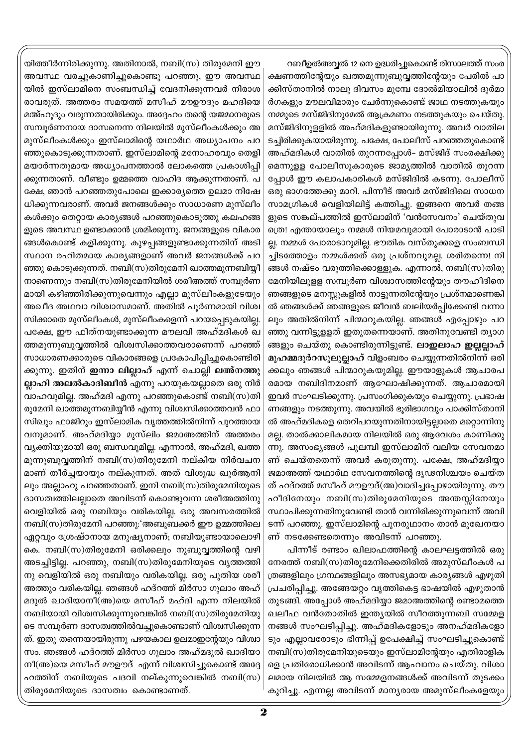റബീഉൽഅവ്വൽ 12 നെ ഉദ്ധരിച്ചുകൊണ്ട് രിസാലത്ത് സംരക്ഷണത്തിന്റേയും ഖത്തമുന്നുബുവ്വത്തിന്റേയും പേരിൽ പാക്കിസ്താനിൽ നാലു ദിവസം മുമ്പേ ദോൽമിയാലിൽ ദുർമാർഗകളും മൗലവിമാരും ചേർന്നുകൊണ്ട് ജാഥ നടത്തുകയും നമ്മുടെ മസ്ജിദിനുമേൽ ആക്രമണം നടത്തുകയും ചെയ്തു. മസ്ജിദിനുള്ളിൽ അഹ്മദികളുണ്ടായിരുന്നു. അവർ വാതിലടച്ചിരിക്കുകയായിരുന്നു. പക്ഷേ, പോലീസ് പറഞ്ഞതുകൊണ്ട് അഹ്മദികൾ വാതിൽ തുറന്നപ്പോൾ- മസ്ജിദ് സംരക്ഷിക്കുമെന്നുള്ള പോലീസുകാരുടെ ജാമ്യത്തിൽ വാതിൽ തുറന്നപ്പോൾ ഈ കലാപകാരികൾ മസ്ജിദിൽ കടന്നു. പോലീസ് ഒരു ഭാഗത്തേക്കു മാറി. പിന്നീട് അവർ മസ്ജിദിലെ സാധനസാമഗ്രികൾ വെളിയിലിട്ട് കത്തിച്ചു. ഇങ്ങനെ അവർ തങ്ങളുടെ സങ്കല്പത്തിൽ ഇസ്‌ലാമിന് 'വൻസേവനം' ചെയ്തുവത്രെ! എന്തായാലും നമ്മൾ നിയമവുമായി പോരാടാൻ പാടില്ല. നമ്മൾ പോരാടാറുമില്ല. ഭൗതിക വസ്തുക്കളെ സംബന്ധിച്ചിടത്തോളം നമ്മൾക്കത് ഒരു പ്രശ്നവുമല്ല. ശരിതന്നെ! നിങ്ങൾ നഷ്ടം വരുത്തിക്കൊള്ളുക. എന്നാൽ, നബി(സ)തിരുമേനിയിലുള്ള സമ്പൂർണ വിശ്വാസത്തിന്റേയും തൗഹീദിനെ ഞങ്ങളുടെ മനസ്സുകളിൽ നാട്ടുന്നതിന്റേയും പ്രശ്നമാണെങ്കിൽ ഞങ്ങൾക്ക് ഞങ്ങളുടെ ജീവൻ ബലിയർപ്പിക്കേണ്ടി വന്നാലും അതിൽനിന്ന് പിന്മാറുകയില്ല. ഞങ്ങൾ എപ്പോഴും പറഞ്ഞു വന്നിട്ടുള്ളത് ഇതുതന്നെയാണ്. അതിനുവേണ്ടി ത്യാഗങ്ങളും ചെയ്തു കൊണ്ടിരുന്നിട്ടുണ്ട്. **ലാഇലാഹ ഇല്ലല്ലാഹ് മുഹമ്മദുർറസൂലുല്ലാഹ്** വിളംബരം ചെയ്യുന്നതിൽനിന്ന് ഒരിക്കലും ഞങ്ങൾ പിന്മാറുകയുമില്ല. ഈയാളുകൾ ആചാരപരമായ നബിദിനമാണ് ആഘോഷിക്കുന്നത്. ആചാരമായി ഇവർ സംഘടിക്കുന്നു. പ്രസംഗിക്കുകയും ചെയ്യുന്നു. പ്രഭാഷണങ്ങളും നടത്തുന്നു. അവയിൽ ഭൂരിഭാഗവും പാക്കിസ്താനിൽ അഹ്മദികളെ തെറിപറയുന്നതിനായിട്ടല്ലാതെ മറ്റൊന്നിനുമല്ല. താൽക്കാലികമായ നിലയിൽ ഒരു ആവേശം കാണിക്കുന്നു. അസംഭ്യങ്ങൾ പുലമ്പി ഇസ്‌ലാമിന് വലിയ സേവനമാണ് ചെയ്തതെന്ന് അവർ കരുതുന്നു. പക്ഷേ, അഹ്മദിയ്യാ ജമാഅത്ത് യഥാർഥ സേവനത്തിന്റെ ദൃഢനിശ്ചയം ചെയ്തത് ഹദ്റത്ത് മസീഹ് മൗഊദ്(അ)വാദിച്ചപ്പോഴായിരുന്നു. തൗഹീദിനേയും നബി(സ)തിരുമേനിയുടെ അന്തസ്സിനേയും സ്ഥാപിക്കുന്നതിനുവേണ്ടി താൻ വന്നിരിക്കുന്നുവെന്ന് അവിടന്ന് പറഞ്ഞു. ഇസ്‌ലാമിന്റെ പുനരുഥാനം താൻ മുഖേനയാണ് നടക്കേണ്ടതെന്നും അവിടന്ന് പറഞ്ഞു.

പിന്നീട് രണ്ടാം ഖിലാഫത്തിന്റെ കാലഘട്ടത്തിൽ ഒരു നേരത്ത് നബി(സ)തിരുമേനിക്കെതിരിൽ അമുസ്‌ലീംകൾ പത്രങ്ങളിലും ഗ്രന്ഥങ്ങളിലും അസഭ്യമായ കാര്യങ്ങൾ എഴുതി പ്രചരിപ്പിച്ചു. അങ്ങേയറ്റം വൃത്തികെട്ട ഭാഷയിൽ എഴുതാൻ തുടങ്ങി. അപ്പോൾ അഹ്മദിയ്യാ ജമാഅത്തിന്റെ രണ്ടാമത്തെ ഖലീഫ വൻതോതിൽ ഇന്ത്യയിൽ സീറത്തുന്നബി സമ്മേളനങ്ങൾ സംഘടിപ്പിച്ചു. അഹ്മദികളോടും അനഹ്മദികളോടും എല്ലാവരോടും ഭിന്നിപ്പ് ഉപേക്ഷിച്ച് സംഘടിച്ചുകൊണ്ട് നബി(സ)തിരുമേനിയുടെയും ഇസ്‌ലാമിന്റേയും എതിരാളികളെ പ്രതിരോധിക്കാൻ അവിടന്ന് ആഹ്വാനം ചെയ്തു. വിശാലമായ നിലയിൽ ആ സമ്മേളനങ്ങൾക്ക് അവിടന്ന് തുടക്കം കുറിച്ചു. എന്നല്ല അവിടന്ന് മാന്യരായ അമുസ്‌ലീംകളേയും യിത്തീർന്നിരിക്കുന്നു. അതിനാൽ, നബി(സ) തിരുമേനി ഈ അവസ്ഥ വരച്ചുകാണിച്ചുകൊണ്ടു പറഞ്ഞു, ഈ അവസ്ഥയിൽ ഇസ്‌ലാമിനെ സംബന്ധിച്ച് വേദനിക്കുന്നവർ നിരാശരാവരുത്. അത്തരം സമയത്ത് മസീഹ് മൗഊദും മഹ്ദിയെ മഅ്ഹൂദും വരുന്നന്നതായിരിക്കും. അദ്ദേഹം തന്റെ യജമാനരുടെ സമ്പൂർണനായ ദാസനെന്ന നിലയിൽ മുസ്‌ലീംകൾക്കും അമുസ്‌ലീംകൾക്കും ഇസ്‌ലാമിന്റെ യഥാർഥ അധ്യാപനം പറഞ്ഞുകൊടുക്കുന്നതാണ്. ഇസ്‌ലാമിന്റെ മനോഹരവും തെളിമയാർന്നതുമായ അധ്യാപനത്താൽ ലോകത്തെ പ്രകാശിപ്പിക്കുന്നതാണ്. വീണ്ടും ഉമ്മത്തെ വാഹിദ ആക്കുന്നതാണ്. പക്ഷേ, ഞാൻ പറഞ്ഞതുപോലെ ഇക്കാര്യത്തെ ഉലമാ നിഷേധിക്കുന്നവരാണ്. അവർ ജനങ്ങൾക്കും സാധാരണ മുസ്‌ലീംകൾക്കും തെറ്റായ കാര്യങ്ങൾ പറഞ്ഞുകൊടുത്തു കലഹങ്ങളുടെ അവസ്ഥ ഉണ്ടാക്കാൻ ശ്രമിക്കുന്നു. ജനങ്ങളുടെ വികാരങ്ങൾകൊണ്ട് കളിക്കുന്നു. കുഴപ്പങ്ങളുണ്ടാക്കുന്നതിന് അടിസ്ഥാന രഹിതമായ കാര്യങ്ങളാണ് അവർ ജനങ്ങൾക്ക് പറഞ്ഞു കൊടുക്കുന്നത്. നബി(സ)തിരുമേനി ഖാത്തമുന്നബിയ്യീനാണെന്നും നബി(സ)തിരുമേനിയിൽ ശരീഅത്ത് സമ്പൂർണമായി കഴിഞ്ഞിരിക്കുന്നുവെന്നും എല്ലാ മുസ്‌ലീംകളുടേയും അഖീദ അഥവാ വിശ്വാസമാണ്. അതിൽ പൂർണമായി വിശ്വസിക്കാതെ മുസ്‌ലീംകൾ, മുസ്‌ലീംകളെന്ന് പറയപ്പെടുകയില്ല. പക്ഷേ, ഈ ഫിത്നയുണ്ടാക്കുന്ന മൗലവി അഹ്മദികൾ ഖത്തമുന്നുബുവ്വത്തിൽ വിശ്വസിക്കാത്തവരാണെന്ന് പറഞ്ഞ് സാധാരണക്കാരുടെ വികാരങ്ങളെ പ്രകോപിപ്പിച്ചുകൊണ്ടിരിക്കുന്നു. ഇതിന് **ഇന്നാ ലില്ലാഹ്** എന്ന് ചൊല്ലി **ലഅ്നത്തുല്ലാഹി അലൽകാദിബീൻ** എന്നു പറയുകയല്ലാതെ ഒരു നിർവാഹവുമില്ല. അഹ്മദി എന്നു പറഞ്ഞുകൊണ്ട് നബി(സ)തിരുമേനി ഖാത്തമുന്നബിയ്യീൻ എന്നു വിശ്വസിക്കാത്തവൻ ഫാസിഖും ഫാജിറും ഇസ്‌ലാമിക വൃത്തത്തിൽനിന്ന് പുറത്തായവനുമാണ്. അഹ്മദിയ്യാ മുസ്‌ലിം ജമാഅത്തിന് അത്തരം വ്യക്തിയുമായി ഒരു ബന്ധവുമില്ല. എന്നാൽ, അഹ്മദി, ഖത്തമുന്നുബുവ്വത്തിന് നബി(സ)തിരുമേനി നല്കിയ നിർവചനമാണ് തീർച്ചയായും നല്കുന്നത്. അത് വിശുദ്ധ ഖുർആനിലും അല്ലാഹു പറഞ്ഞതാണ്. ഇനി നബി(സ)തിരുമേനിയുടെ ദാസത്വത്തിലല്ലാതെ അവിടന്ന് കൊണ്ടുവന്ന ശരീഅത്തിനു വെളിയിൽ ഒരു നബിയും വരികയില്ല. ഒരു അവസരത്തിൽ നബി(സ)തിരുമേനി പറഞ്ഞു:'അബൂബക്കർ ഈ ഉമ്മത്തിലെ ഏറ്റവും ശ്രേഷ്ഠനായ മനുഷ്യനാണ്; നബിയുണ്ടായാലൊഴികെ. നബി(സ)തിരുമേനി ഒരിക്കലും നുബുവ്വത്തിന്റെ വഴി അടച്ചിട്ടില്ല. പറഞ്ഞു, നബി(സ)തിരുമേനിയുടെ വൃത്തത്തിനു വെളിയിൽ ഒരു നബിയും വരികയില്ല. ഒരു പുതിയ ശരീഅത്തും വരികയില്ല. ഞങ്ങൾ ഹദ്റത്ത് മിർസാ ഗുലാം അഹ്മദുൽ ഖാദിയാനീ(അ)യെ മസീഹ് മഹ്ദി എന്ന നിലയിൽ നബിയായി വിശ്വസിക്കുന്നുവെങ്കിൽ നബി(സ)തിരുമേനിയുടെ സമ്പൂർണ ദാസത്വത്തിൽവച്ചുകൊണ്ടാണ് വിശ്വസിക്കുന്നത്. ഇതു തന്നെയായിരുന്നു പഴയകാല ഉലമാഇന്റേയും വിശ്വാസം. ഞങ്ങൾ ഹദ്റത്ത് മിർസാ ഗുലാം അഹ്മദുൽ ഖാദിയാനീ(അ)യെ മസീഹ് മൗഊദ് എന്ന് വിശ്വസിച്ചുകൊണ്ട് അദ്ദേഹത്തിന് നബിയുടെ പദവി നല്കുന്നുവെങ്കിൽ നബി(സ) തിരുമേനിയുടെ ദാസത്വം കൊണ്ടാണത്.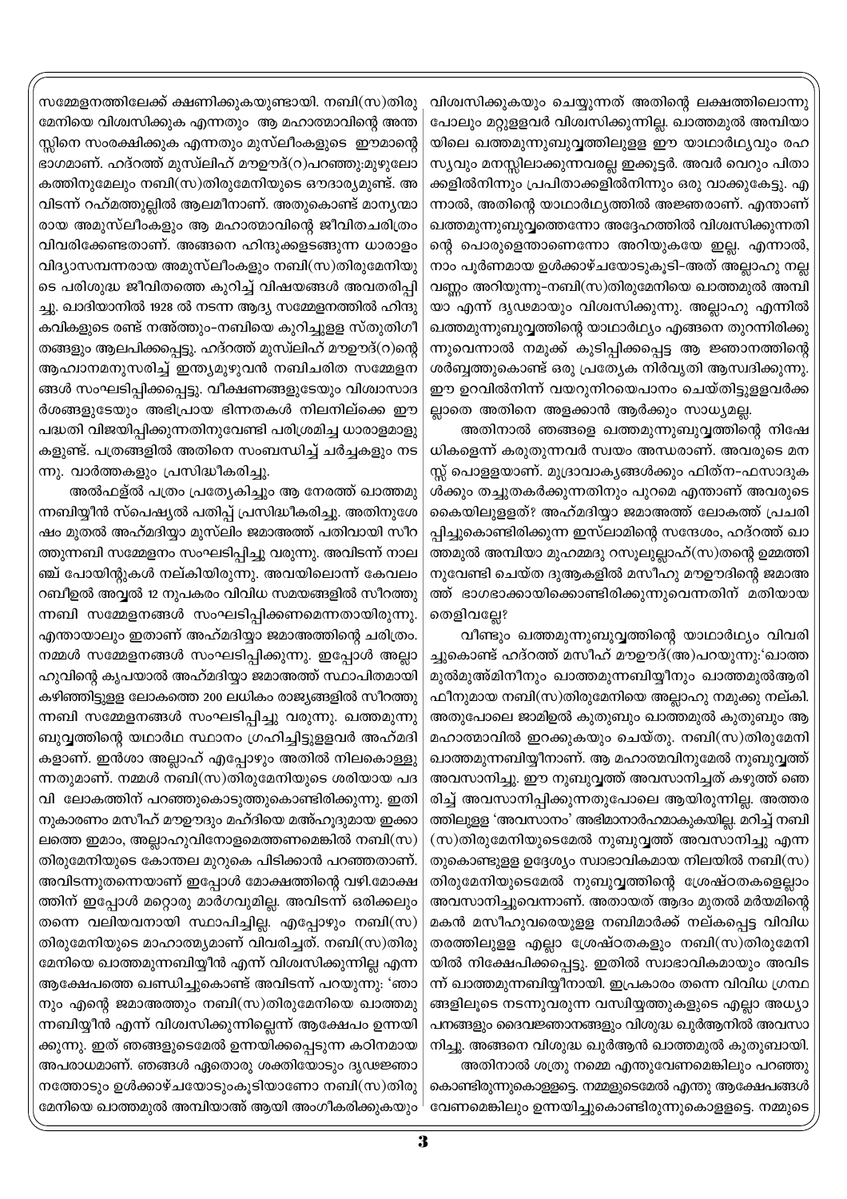സമ്മേളനത്തിലേക്ക് ക്ഷണിക്കുകയുണ്ടായി. നബി(സ)തിരുമേനിയെ വിശ്വസിക്കുക എന്നതും ആ മഹാത്മാവിന്റെ അന്തസ്സിനെ സംരക്ഷിക്കുക എന്നതും മുസ്‌ലീംകളുടെ ഈമാന്റെ ഭാഗമാണ്. ഹദ്‌റത്ത് മുസ്‌ലിഹ് മൗഊദ്(റ)പറഞ്ഞു:മുഴുലോകത്തിനുമേലും നബി(സ)തിരുമേനിയുടെ ഔദാര്യമുണ്ട്. അവിടന്ന് റഹ്മത്തുല്ലിൽ ആലമീനാണ്. അതുകൊണ്ട് മാന്യന്മാരായ അമുസ്‌ലീംകളും ആ മഹാത്മാവിന്റെ ജീവിതചരിത്രം വിവരിക്കേണ്ടതാണ്. അങ്ങനെ ഹിന്ദുക്കളടങ്ങുന്ന ധാരാളം വിദ്യാസമ്പന്നരായ അമുസ്‌ലീംകളും നബി(സ)തിരുമേനിയുടെ പരിശുദ്ധ ജീവിതത്തെ കുറിച്ച് വിഷയങ്ങൾ അവതരിപ്പിച്ചു. ഖാദിയാനിൽ 1928 ൽ നടന്ന ആദ്യ സമ്മേളനത്തിൽ ഹിന്ദു കവികളുടെ രണ്ട് നഅ്ത്തും-നബിയെ കുറിച്ചുള്ള സ്തുതിഗീതങ്ങളും ആലപിക്കപ്പെട്ടു. ഹദ്‌റത്ത് മുസ്‌ലിഹ് മൗഊദ്(റ)ന്റെ ആഹ്വാനമനുസരിച്ച് ഇന്ത്യമുഴുവൻ നബിചരിത സമ്മേളനങ്ങൾ സംഘടിപ്പിക്കപ്പെട്ടു. വീക്ഷണങ്ങളുടേയും വിശ്വാസാദർശങ്ങളുടേയും അഭിപ്രായ ഭിന്നതകൾ നിലനില്ക്കെ ഈ പദ്ധതി വിജയിപ്പിക്കുന്നതിനുവേണ്ടി പരിശ്രമിച്ച ധാരാളമാളുകളുണ്ട്. പത്രങ്ങളിൽ അതിനെ സംബന്ധിച്ച് ചർച്ചകളും നടന്നു. വാർത്തകളും പ്രസിദ്ധീകരിച്ചു.

അൽഫള്ൽ പത്രം പ്രത്യേകിച്ചും ആ നേരത്ത് ഖാത്തമുന്നബിയ്യീൻ സ്പെഷ്യൽ പതിപ്പ് പ്രസിദ്ധീകരിച്ചു. അതിനുശേഷം മുതൽ അഹ്മദിയ്യാ മുസ്‌ലിം ജമാഅത്ത് പതിവായി സീറത്തുന്നബി സമ്മേളനം സംഘടിപ്പിച്ചു വരുന്നു. അവിടന്ന് നാലഞ്ച് പോയിന്റുകൾ നല്കിയിരുന്നു. അവയിലൊന്ന് കേവലം റബീഉൽ അവ്വൽ 12 നുപകരം വിവിധ സമയങ്ങളിൽ സീറത്തുന്നബി സമ്മേളനങ്ങൾ സംഘടിപ്പിക്കണമെന്നതായിരുന്നു. എന്തായാലും ഇതാണ് അഹ്മദിയ്യാ ജമാഅത്തിന്റെ ചരിത്രം. നമ്മൾ സമ്മേളനങ്ങൾ സംഘടിപ്പിക്കുന്നു. ഇപ്പോൾ അല്ലാഹുവിന്റെ കൃപയാൽ അഹ്മദിയ്യാ ജമാഅത്ത് സ്ഥാപിതമായി കഴിഞ്ഞിട്ടുള്ള ലോകത്തെ 200 ലധികം രാജ്യങ്ങളിൽ സീറത്തുന്നബി സമ്മേളനങ്ങൾ സംഘടിപ്പിച്ചു വരുന്നു. ഖത്തമുന്നുബുവ്വത്തിന്റെ യഥാർഥ സ്ഥാനം ഗ്രഹിച്ചിട്ടുള്ളവർ അഹ്മദികളാണ്. ഇൻശാ അല്ലാഹ് എപ്പോഴും അതിൽ നിലകൊള്ളുന്നതുമാണ്. നമ്മൾ നബി(സ)തിരുമേനിയുടെ ശരിയായ പദവി ലോകത്തിന് പറഞ്ഞുകൊടുത്തുകൊണ്ടിരിക്കുന്നു. ഇതിനുകാരണം മസീഹ് മൗഊദും മഹ്ദിയെ മഅ്ഹൂദുമായ ഇക്കാലത്തെ ഇമാം, അല്ലാഹുവിനോളമെത്തണമെങ്കിൽ നബി(സ) തിരുമേനിയുടെ കോന്തല മുറുകെ പിടിക്കാൻ പറഞ്ഞതാണ്. അവിടന്നുതന്നെയാണ് ഇപ്പോൾ മോക്ഷത്തിന്റെ വഴി.മോക്ഷത്തിന് ഇപ്പോൾ മറ്റൊരു മാർഗവുമില്ല. അവിടന്ന് ഒരിക്കലും തന്നെ വലിയവനായി സ്ഥാപിച്ചില്ല. എപ്പോഴും നബി(സ) തിരുമേനിയുടെ മാഹാത്മ്യമാണ് വിവരിച്ചത്. നബി(സ)തിരുമേനിയെ ഖാത്തമുന്നബിയ്യീൻ എന്ന് വിശ്വസിക്കുന്നില്ല എന്ന ആക്ഷേപത്തെ ഖണ്ഡിച്ചുകൊണ്ട് അവിടന്ന് പറയുന്നു: 'ഞാനും എന്റെ ജമാഅത്തും നബി(സ)തിരുമേനിയെ ഖാത്തമുന്നബിയ്യീൻ എന്ന് വിശ്വസിക്കുന്നില്ലെന്ന് ആക്ഷേപം ഉന്നയിക്കുന്നു. ഇത് ഞങ്ങളുടെമേൽ ഉന്നയിക്കപ്പെടുന്ന കഠിനമായ അപരാധമാണ്. ഞങ്ങൾ ഏതൊരു ശക്തിയോടും ദൃഢജ്ഞാനത്തോടും ഉൾക്കാഴ്ചയോടുംകൂടിയാണോ നബി(സ)തിരുമേനിയെ ഖാത്തമുൽ അമ്പിയാഅ് ആയി അംഗീകരിക്കുകയും വിശ്വസിക്കുകയും ചെയ്യുന്നത് അതിന്റെ ലക്ഷത്തിലൊന്നുപോലും മറ്റുള്ളവർ വിശ്വസിക്കുന്നില്ല. ഖാത്തമുൽ അമ്പിയായിലെ ഖത്തമുന്നുബുവ്വത്തിലുള്ള ഈ യാഥാർഥ്യവും രഹസ്യവും മനസ്സിലാക്കുന്നവരല്ല ഇക്കൂട്ടർ. അവർ വെറും പിതാക്കളിൽനിന്നും പ്രപിതാക്കളിൽനിന്നും ഒരു വാക്കുകേട്ടു. എന്നാൽ, അതിന്റെ യാഥാർഥ്യത്തിൽ അജ്ഞരാണ്. എന്താണ് ഖത്തമുന്നുബുവ്വത്തെന്നോ അദ്ദേഹത്തിൽ വിശ്വസിക്കുന്നതിന്റെ പൊരുളെന്താണെന്നോ അറിയുകയേ ഇല്ല. എന്നാൽ, നാം പൂർണമായ ഉൾക്കാഴ്ചയോടുകൂടി-അത് അല്ലാഹു നല്ല വണ്ണം അറിയുന്നു-നബി(സ)തിരുമേനിയെ ഖാത്തമുൽ അമ്പിയാ എന്ന് ദൃഢമായും വിശ്വസിക്കുന്നു. അല്ലാഹു എന്നിൽ ഖത്തമുന്നുബുവ്വത്തിന്റെ യാഥാർഥ്യം എങ്ങനെ തുറന്നിരിക്കുന്നുവെന്നാൽ നമുക്ക് കുടിപ്പിക്കപ്പെട്ട ആ ജ്ഞാനത്തിന്റെ ശർബ്ബത്തുകൊണ്ട് ഒരു പ്രത്യേക നിർവൃതി ആസ്വദിക്കുന്നു. ഈ ഉറവിൽനിന്ന് വയറുനിറയെപാനം ചെയ്തിട്ടുള്ളവർക്കല്ലാതെ അതിനെ അളക്കാൻ ആർക്കും സാധ്യമല്ല.

അതിനാൽ ഞങ്ങളെ ഖത്തമുന്നുബുവ്വത്തിന്റെ നിഷേധികളെന്ന് കരുതുന്നവർ സ്വയം അന്ധരാണ്. അവരുടെ മനസ്സ് പൊളളയാണ്. മുദ്രാവാക്യങ്ങൾക്കും ഫിത്ന-ഫസാദുകൾക്കും തച്ചുതകർക്കുന്നതിനും പുറമെ എന്താണ് അവരുടെ കൈയിലുളളത്? അഹ്മദിയ്യാ ജമാഅത്ത് ലോകത്ത് പ്രചരിപ്പിച്ചുകൊണ്ടിരിക്കുന്ന ഇസ്‌ലാമിന്റെ സന്ദേശം, ഹദ്‌റത്ത് ഖാത്തമുൽ അമ്പിയാ മുഹമ്മദു റസൂലുല്ലാഹ്(സ)തന്റെ ഉമ്മത്തിനുവേണ്ടി ചെയ്ത ദുആകളിൽ മസീഹു മൗഊദിന്റെ ജമാഅത്ത് ഭാഗഭാക്കായിക്കൊണ്ടിരിക്കുന്നുവെന്നതിന് മതിയായ തെളിവല്ലേ?

വീണ്ടും ഖത്തമുന്നുബുവ്വത്തിന്റെ യാഥാർഥ്യം വിവരിച്ചുകൊണ്ട് ഹദ്‌റത്ത് മസീഹ് മൗഊദ്(അ)പറയുന്നു:'ഖാത്തമുൽമുഅ്മിനീനും ഖാത്തമുന്നബിയ്യീനും ഖാത്തമുൽആരിഫീനുമായ നബി(സ)തിരുമേനിയെ അല്ലാഹു നമുക്കു നല്കി. അതുപോലെ ജാമിഉൽ കുതുബും ഖാത്തമുൽ കുതുബും ആ മഹാത്മാവിൽ ഇറക്കുകയും ചെയ്തു. നബി(സ)തിരുമേനി ഖാത്തമുന്നബിയ്യീനാണ്. ആ മഹാത്മവിനുമേൽ നുബുവ്വത്ത് അവസാനിച്ചു. ഈ നുബുവ്വത്ത് അവസാനിച്ചത് കഴുത്ത് ഞെരിച്ച് അവസാനിപ്പിക്കുന്നതുപോലെ ആയിരുന്നില്ല. അത്തരത്തിലുള്ള 'അവസാനം' അഭിമാനാർഹമാകുകയില്ല. മറിച്ച് നബി(സ)തിരുമേനിയുടെമേൽ നുബുവ്വത്ത് അവസാനിച്ചു എന്നതുകൊണ്ടുള്ള ഉദ്ദേശ്യം സ്വാഭാവികമായ നിലയിൽ നബി(സ) തിരുമേനിയുടെമേൽ നുബുവ്വത്തിന്റെ ശ്രേഷ്ഠതകളെല്ലാം അവസാനിച്ചുവെന്നാണ്. അതായത് ആദം മുതൽ മർയമിന്റെ മകൻ മസീഹുവരെയുള്ള നബിമാർക്ക് നല്കപ്പെട്ട വിവിധ തരത്തിലുള്ള എല്ലാ ശ്രേഷ്ഠതകളും നബി(സ)തിരുമേനിയിൽ നിക്ഷേപിക്കപ്പെട്ടു. ഇതിൽ സ്വാഭാവികമായും അവിടന്ന് ഖാത്തമുന്നബിയ്യീനായി. ഇപ്രകാരം തന്നെ വിവിധ ഗ്രന്ഥങ്ങളിലൂടെ നടന്നുവരുന്ന വസിയ്യത്തുകളുടെ എല്ലാ അധ്യാപനങ്ങളും ദൈവജ്ഞാനങ്ങളും വിശുദ്ധ ഖുർആനിൽ അവസാനിച്ചു. അങ്ങനെ വിശുദ്ധ ഖുർആൻ ഖാത്തമുൽ കുതുബായി.

അതിനാൽ ശത്രു നമ്മെ എന്തുവേണമെങ്കിലും പറഞ്ഞുകൊണ്ടിരുന്നുകൊള്ളട്ടെ. നമ്മളുടെമേൽ എന്തു ആക്ഷേപങ്ങൾ വേണമെങ്കിലും ഉന്നയിച്ചുകൊണ്ടിരുന്നുകൊള്ളട്ടെ. നമ്മുടെ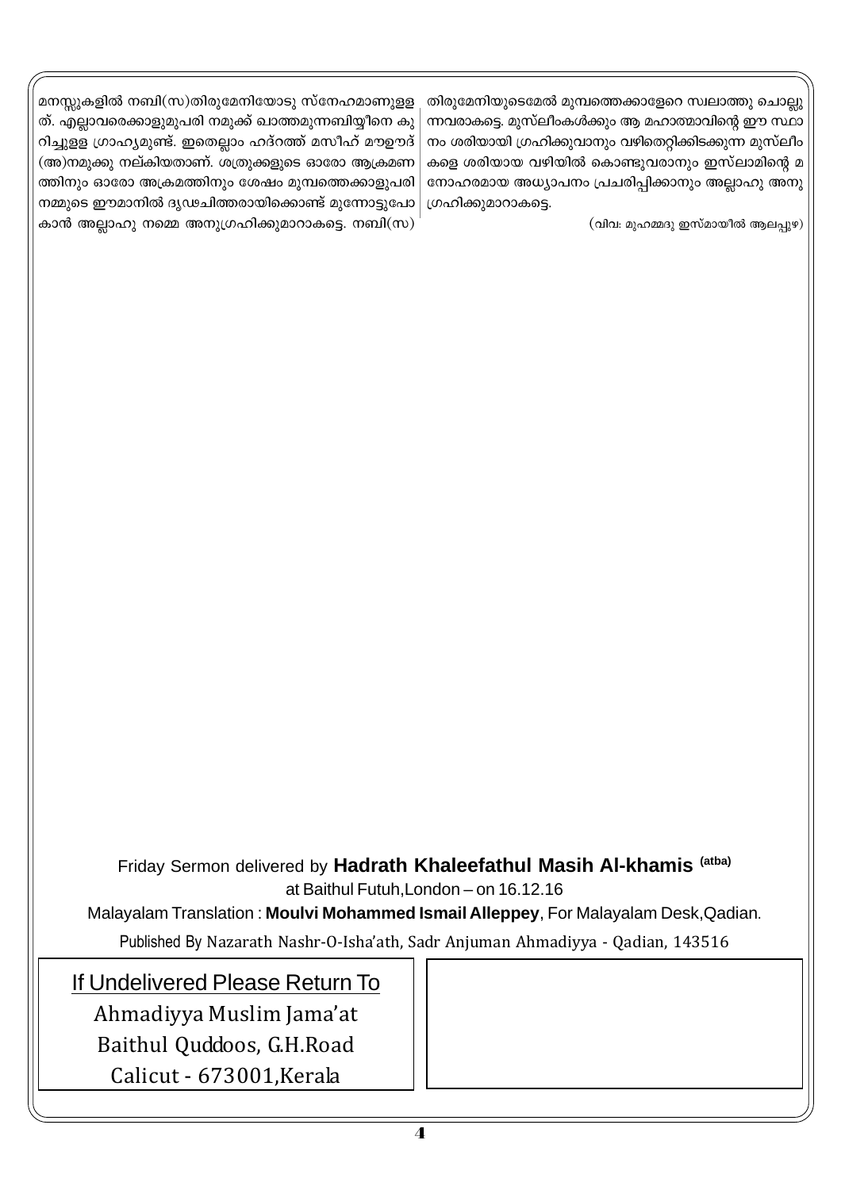മനസ്സുകളിൽ നബി(സ)തിരുമേനിയോടു സ്നേഹമാണുള്ളത്. എല്ലാവരെക്കാളുമുപരി നമുക്ക് ഖാത്തമുന്നബിയ്യീനെ കുറിച്ചുള്ള ഗ്രാഹ്യമുണ്ട്. ഇതെല്ലാം ഹദ്റത്ത് മസീഹ് മൗഊദ് (അ)നമുക്കു നല്കിയതാണ്. ശത്രുക്കളുടെ ഓരോ ആക്രമണത്തിനും ഓരോ അക്രമത്തിനും ശേഷം മുമ്പത്തെക്കാളുപരി നമ്മുടെ ഈമാനിൽ ദൃഢചിത്തരായിക്കൊണ്ട് മുന്നോട്ടുപോകാൻ അല്ലാഹു നമ്മെ അനുഗ്രഹിക്കുമാറാകട്ടെ. നബി(സ) തിരുമേനിയുടെമേൽ മുമ്പത്തെക്കാളേറെ സ്വലാത്തു ചൊല്ലുന്നവരാകട്ടെ. മുസ്‌ലീംകൾക്കും ആ മഹാത്മാവിന്റെ ഈ സ്ഥാനം ശരിയായി ഗ്രഹിക്കുവാനും വഴിതെറ്റിക്കിടക്കുന്ന മുസ്‌ലീംകളെ ശരിയായ വഴിയിൽ കൊണ്ടുവരാനും ഇസ്‌ലാമിന്റെ മനോഹരമായ അധ്യാപനം പ്രചരിപ്പിക്കാനും അല്ലാഹു അനുഗ്രഹിക്കുമാറാകട്ടെ.

(വിവ: മുഹമ്മദു ഇസ്മായീൽ ആലപ്പുഴ)

Friday Sermon delivered by **Hadrath Khaleefathul Masih Al-khamis** (atba)
at Baithul Futuh,London – on 16.12.16
Malayalam Translation : **Moulvi Mohammed Ismail Alleppey**, For Malayalam Desk,Qadian.
Published By Nazarath Nashr-O-Isha'ath, Sadr Anjuman Ahmadiyya - Qadian, 143516

If Undelivered Please Return To
Ahmadiyya Muslim Jama'at
Baithul Quddoos, G.H.Road
Calicut - 673001,Kerala